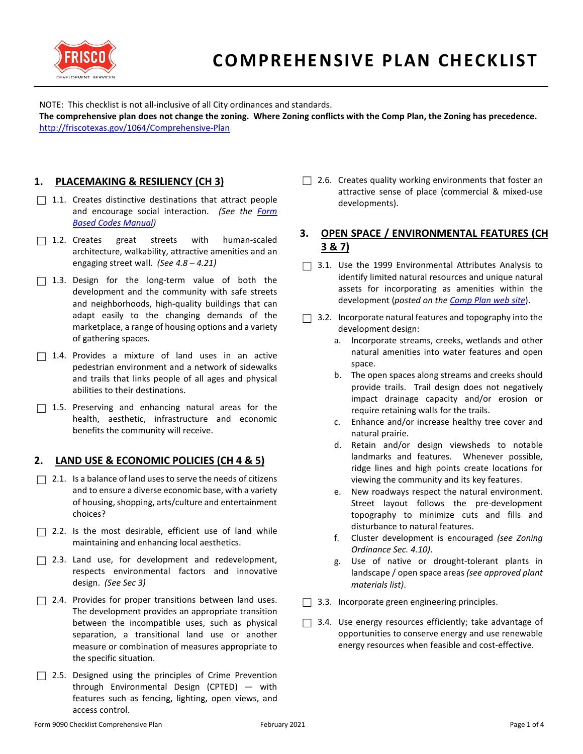# COMPREHENSIVE PLAN CHECKLIST

NOTE: This checklist is not all-inclusive of all City ordinances and standards.
**The comprehensive plan does not change the zoning. Where Zoning conflicts with the Comp Plan, the Zoning has precedence.**
http://friscotexas.gov/1064/Comprehensive-Plan

## 1. PLACEMAKING & RESILIENCY (CH 3)

- ☐ 1.1. Creates distinctive destinations that attract people and encourage social interaction. *(See the Form Based Codes Manual)*
- ☐ 1.2. Creates great streets with human-scaled architecture, walkability, attractive amenities and an engaging street wall. *(See 4.8 – 4.21)*
- ☐ 1.3. Design for the long-term value of both the development and the community with safe streets and neighborhoods, high-quality buildings that can adapt easily to the changing demands of the marketplace, a range of housing options and a variety of gathering spaces.
- ☐ 1.4. Provides a mixture of land uses in an active pedestrian environment and a network of sidewalks and trails that links people of all ages and physical abilities to their destinations.
- ☐ 1.5. Preserving and enhancing natural areas for the health, aesthetic, infrastructure and economic benefits the community will receive.

## 2. LAND USE & ECONOMIC POLICIES (CH 4 & 5)

- ☐ 2.1. Is a balance of land uses to serve the needs of citizens and to ensure a diverse economic base, with a variety of housing, shopping, arts/culture and entertainment choices?
- ☐ 2.2. Is the most desirable, efficient use of land while maintaining and enhancing local aesthetics.
- ☐ 2.3. Land use, for development and redevelopment, respects environmental factors and innovative design. *(See Sec 3)*
- ☐ 2.4. Provides for proper transitions between land uses. The development provides an appropriate transition between the incompatible uses, such as physical separation, a transitional land use or another measure or combination of measures appropriate to the specific situation.
- ☐ 2.5. Designed using the principles of Crime Prevention through Environmental Design (CPTED) — with features such as fencing, lighting, open views, and access control.
- ☐ 2.6. Creates quality working environments that foster an attractive sense of place (commercial & mixed-use developments).

## 3. OPEN SPACE / ENVIRONMENTAL FEATURES (CH 3 & 7)

- ☐ 3.1. Use the 1999 Environmental Attributes Analysis to identify limited natural resources and unique natural assets for incorporating as amenities within the development (*posted on the Comp Plan web site*).
- ☐ 3.2. Incorporate natural features and topography into the development design:
  - a. Incorporate streams, creeks, wetlands and other natural amenities into water features and open space.
  - b. The open spaces along streams and creeks should provide trails. Trail design does not negatively impact drainage capacity and/or erosion or require retaining walls for the trails.
  - c. Enhance and/or increase healthy tree cover and natural prairie.
  - d. Retain and/or design viewsheds to notable landmarks and features. Whenever possible, ridge lines and high points create locations for viewing the community and its key features.
  - e. New roadways respect the natural environment. Street layout follows the pre-development topography to minimize cuts and fills and disturbance to natural features.
  - f. Cluster development is encouraged *(see Zoning Ordinance Sec. 4.10)*.
  - g. Use of native or drought-tolerant plants in landscape / open space areas *(see approved plant materials list)*.
- ☐ 3.3. Incorporate green engineering principles.
- ☐ 3.4. Use energy resources efficiently; take advantage of opportunities to conserve energy and use renewable energy resources when feasible and cost-effective.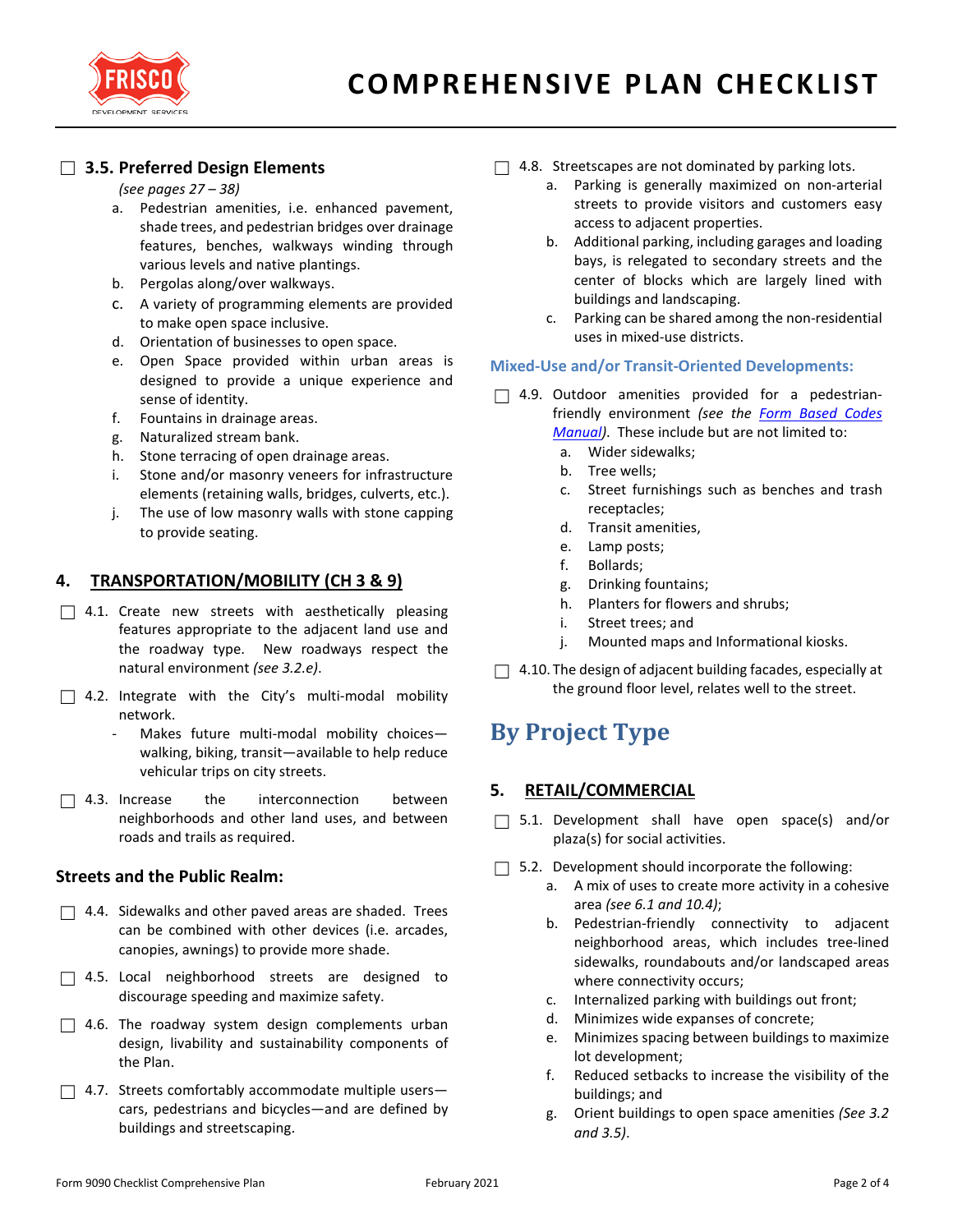# COMPREHENSIVE PLAN CHECKLIST

☐ **3.5. Preferred Design Elements**

*(see pages 27 – 38)*

a. Pedestrian amenities, i.e. enhanced pavement, shade trees, and pedestrian bridges over drainage features, benches, walkways winding through various levels and native plantings.
b. Pergolas along/over walkways.
c. A variety of programming elements are provided to make open space inclusive.
d. Orientation of businesses to open space.
e. Open Space provided within urban areas is designed to provide a unique experience and sense of identity.
f. Fountains in drainage areas.
g. Naturalized stream bank.
h. Stone terracing of open drainage areas.
i. Stone and/or masonry veneers for infrastructure elements (retaining walls, bridges, culverts, etc.).
j. The use of low masonry walls with stone capping to provide seating.

## 4. TRANSPORTATION/MOBILITY (CH 3 & 9)

☐ 4.1. Create new streets with aesthetically pleasing features appropriate to the adjacent land use and the roadway type. New roadways respect the natural environment *(see 3.2.e)*.

☐ 4.2. Integrate with the City's multi-modal mobility network.

- Makes future multi-modal mobility choices—walking, biking, transit—available to help reduce vehicular trips on city streets.

☐ 4.3. Increase the interconnection between neighborhoods and other land uses, and between roads and trails as required.

### Streets and the Public Realm:

☐ 4.4. Sidewalks and other paved areas are shaded. Trees can be combined with other devices (i.e. arcades, canopies, awnings) to provide more shade.

☐ 4.5. Local neighborhood streets are designed to discourage speeding and maximize safety.

☐ 4.6. The roadway system design complements urban design, livability and sustainability components of the Plan.

☐ 4.7. Streets comfortably accommodate multiple users—cars, pedestrians and bicycles—and are defined by buildings and streetscaping.

☐ 4.8. Streetscapes are not dominated by parking lots.

a. Parking is generally maximized on non-arterial streets to provide visitors and customers easy access to adjacent properties.
b. Additional parking, including garages and loading bays, is relegated to secondary streets and the center of blocks which are largely lined with buildings and landscaping.
c. Parking can be shared among the non-residential uses in mixed-use districts.

### Mixed-Use and/or Transit-Oriented Developments:

☐ 4.9. Outdoor amenities provided for a pedestrian-friendly environment *(see the Form Based Codes Manual)*. These include but are not limited to:

a. Wider sidewalks;
b. Tree wells;
c. Street furnishings such as benches and trash receptacles;
d. Transit amenities,
e. Lamp posts;
f. Bollards;
g. Drinking fountains;
h. Planters for flowers and shrubs;
i. Street trees; and
j. Mounted maps and Informational kiosks.

☐ 4.10. The design of adjacent building facades, especially at the ground floor level, relates well to the street.

# By Project Type

## 5. RETAIL/COMMERCIAL

☐ 5.1. Development shall have open space(s) and/or plaza(s) for social activities.

☐ 5.2. Development should incorporate the following:

a. A mix of uses to create more activity in a cohesive area *(see 6.1 and 10.4)*;
b. Pedestrian-friendly connectivity to adjacent neighborhood areas, which includes tree-lined sidewalks, roundabouts and/or landscaped areas where connectivity occurs;
c. Internalized parking with buildings out front;
d. Minimizes wide expanses of concrete;
e. Minimizes spacing between buildings to maximize lot development;
f. Reduced setbacks to increase the visibility of the buildings; and
g. Orient buildings to open space amenities *(See 3.2 and 3.5)*.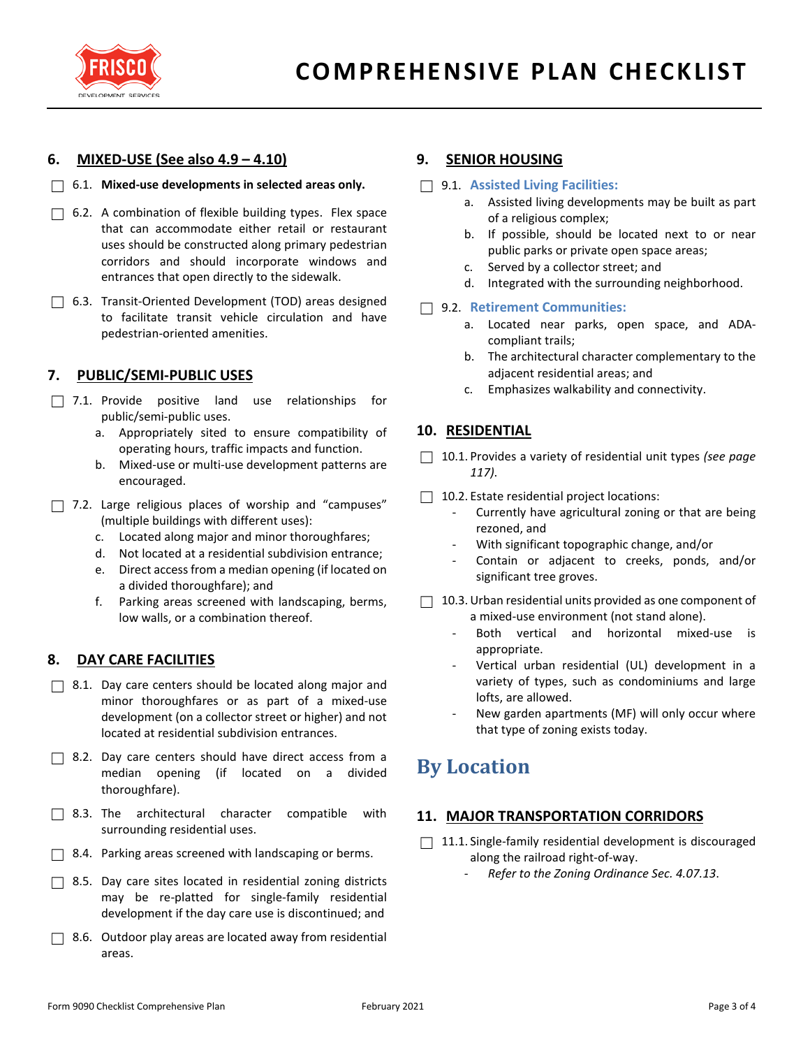## 6. MIXED-USE (See also 4.9 – 4.10)

- ☐ 6.1. **Mixed-use developments in selected areas only.**
- ☐ 6.2. A combination of flexible building types. Flex space that can accommodate either retail or restaurant uses should be constructed along primary pedestrian corridors and should incorporate windows and entrances that open directly to the sidewalk.
- ☐ 6.3. Transit-Oriented Development (TOD) areas designed to facilitate transit vehicle circulation and have pedestrian-oriented amenities.

## 7. PUBLIC/SEMI-PUBLIC USES

- ☐ 7.1. Provide positive land use relationships for public/semi-public uses.
  - a. Appropriately sited to ensure compatibility of operating hours, traffic impacts and function.
  - b. Mixed-use or multi-use development patterns are encouraged.
- ☐ 7.2. Large religious places of worship and "campuses" (multiple buildings with different uses):
  - c. Located along major and minor thoroughfares;
  - d. Not located at a residential subdivision entrance;
  - e. Direct access from a median opening (if located on a divided thoroughfare); and
  - f. Parking areas screened with landscaping, berms, low walls, or a combination thereof.

## 8. DAY CARE FACILITIES

- ☐ 8.1. Day care centers should be located along major and minor thoroughfares or as part of a mixed-use development (on a collector street or higher) and not located at residential subdivision entrances.
- ☐ 8.2. Day care centers should have direct access from a median opening (if located on a divided thoroughfare).
- ☐ 8.3. The architectural character compatible with surrounding residential uses.
- ☐ 8.4. Parking areas screened with landscaping or berms.
- ☐ 8.5. Day care sites located in residential zoning districts may be re-platted for single-family residential development if the day care use is discontinued; and
- ☐ 8.6. Outdoor play areas are located away from residential areas.

## 9. SENIOR HOUSING

- ☐ 9.1. **Assisted Living Facilities:**
  - a. Assisted living developments may be built as part of a religious complex;
  - b. If possible, should be located next to or near public parks or private open space areas;
  - c. Served by a collector street; and
  - d. Integrated with the surrounding neighborhood.
- ☐ 9.2. **Retirement Communities:**
  - a. Located near parks, open space, and ADA-compliant trails;
  - b. The architectural character complementary to the adjacent residential areas; and
  - c. Emphasizes walkability and connectivity.

## 10. RESIDENTIAL

- ☐ 10.1. Provides a variety of residential unit types *(see page 117).*
- ☐ 10.2. Estate residential project locations:
  - Currently have agricultural zoning or that are being rezoned, and
  - With significant topographic change, and/or
  - Contain or adjacent to creeks, ponds, and/or significant tree groves.
- ☐ 10.3. Urban residential units provided as one component of a mixed-use environment (not stand alone).
  - Both vertical and horizontal mixed-use is appropriate.
  - Vertical urban residential (UL) development in a variety of types, such as condominiums and large lofts, are allowed.
  - New garden apartments (MF) will only occur where that type of zoning exists today.

# By Location

## 11. MAJOR TRANSPORTATION CORRIDORS

- ☐ 11.1. Single-family residential development is discouraged along the railroad right-of-way.
  - *Refer to the Zoning Ordinance Sec. 4.07.13.*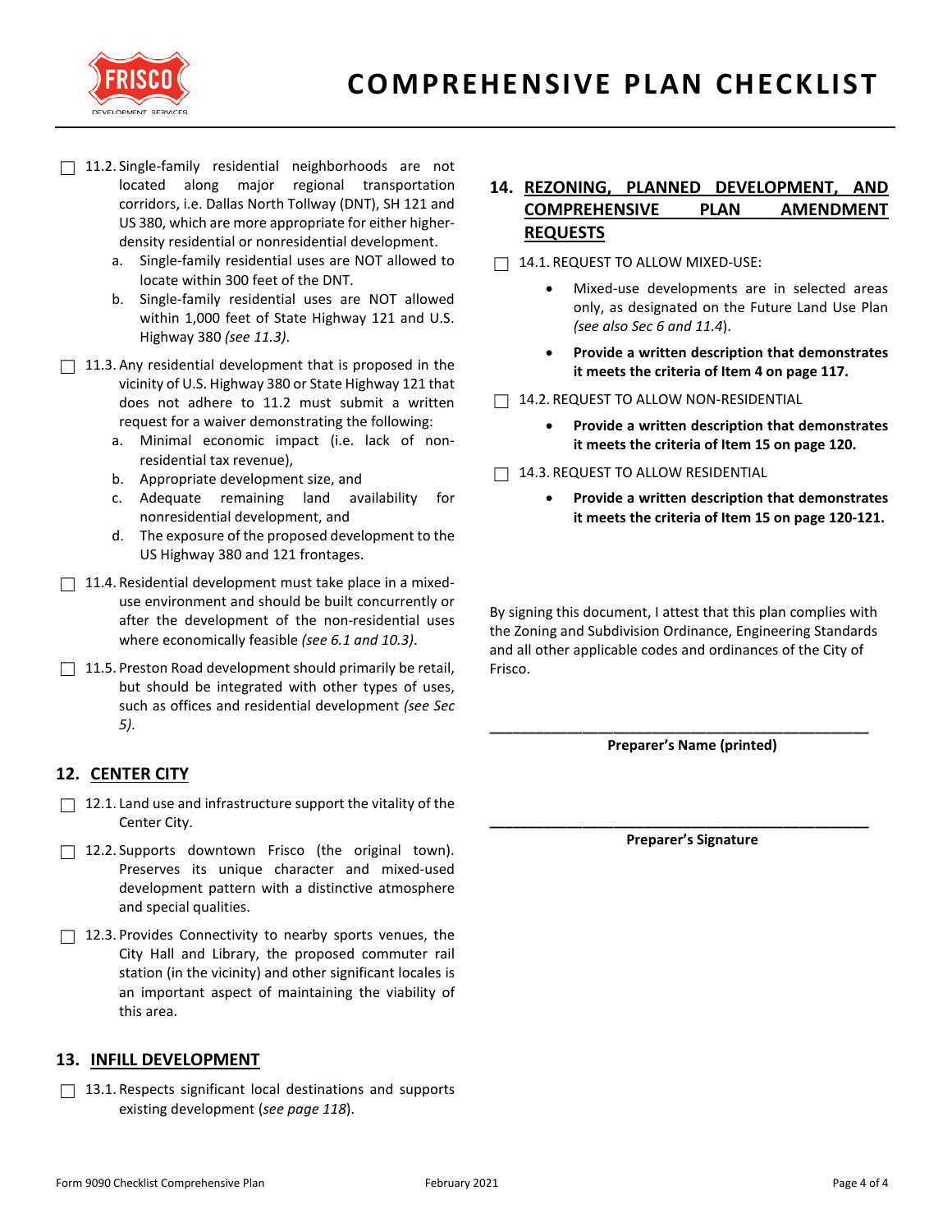# COMPREHENSIVE PLAN CHECKLIST

- ☐ 11.2. Single-family residential neighborhoods are not located along major regional transportation corridors, i.e. Dallas North Tollway (DNT), SH 121 and US 380, which are more appropriate for either higher-density residential or nonresidential development.
  - a. Single-family residential uses are NOT allowed to locate within 300 feet of the DNT.
  - b. Single-family residential uses are NOT allowed within 1,000 feet of State Highway 121 and U.S. Highway 380 *(see 11.3)*.
- ☐ 11.3. Any residential development that is proposed in the vicinity of U.S. Highway 380 or State Highway 121 that does not adhere to 11.2 must submit a written request for a waiver demonstrating the following:
  - a. Minimal economic impact (i.e. lack of non-residential tax revenue),
  - b. Appropriate development size, and
  - c. Adequate remaining land availability for nonresidential development, and
  - d. The exposure of the proposed development to the US Highway 380 and 121 frontages.
- ☐ 11.4. Residential development must take place in a mixed-use environment and should be built concurrently or after the development of the non-residential uses where economically feasible *(see 6.1 and 10.3)*.
- ☐ 11.5. Preston Road development should primarily be retail, but should be integrated with other types of uses, such as offices and residential development *(see Sec 5)*.

## 12. CENTER CITY

- ☐ 12.1. Land use and infrastructure support the vitality of the Center City.
- ☐ 12.2. Supports downtown Frisco (the original town). Preserves its unique character and mixed-used development pattern with a distinctive atmosphere and special qualities.
- ☐ 12.3. Provides Connectivity to nearby sports venues, the City Hall and Library, the proposed commuter rail station (in the vicinity) and other significant locales is an important aspect of maintaining the viability of this area.

## 13. INFILL DEVELOPMENT

- ☐ 13.1. Respects significant local destinations and supports existing development (*see page 118*).

## 14. REZONING, PLANNED DEVELOPMENT, AND COMPREHENSIVE PLAN AMENDMENT REQUESTS

- ☐ 14.1. REQUEST TO ALLOW MIXED-USE:
  - Mixed-use developments are in selected areas only, as designated on the Future Land Use Plan *(see also Sec 6 and 11.4*).
  - **Provide a written description that demonstrates it meets the criteria of Item 4 on page 117.**
- ☐ 14.2. REQUEST TO ALLOW NON-RESIDENTIAL
  - **Provide a written description that demonstrates it meets the criteria of Item 15 on page 120.**
- ☐ 14.3. REQUEST TO ALLOW RESIDENTIAL
  - **Provide a written description that demonstrates it meets the criteria of Item 15 on page 120-121.**

By signing this document, I attest that this plan complies with the Zoning and Subdivision Ordinance, Engineering Standards and all other applicable codes and ordinances of the City of Frisco.

\_\_\_\_\_\_\_\_\_\_\_\_\_\_\_\_\_\_\_\_\_\_\_\_\_\_\_\_\_\_\_\_\_\_\_\_\_\_\_\_\_\_\_\_\_\_

**Preparer's Name (printed)**

\_\_\_\_\_\_\_\_\_\_\_\_\_\_\_\_\_\_\_\_\_\_\_\_\_\_\_\_\_\_\_\_\_\_\_\_\_\_\_\_\_\_\_\_\_\_

**Preparer's Signature**

Form 9090 Checklist Comprehensive Plan February 2021